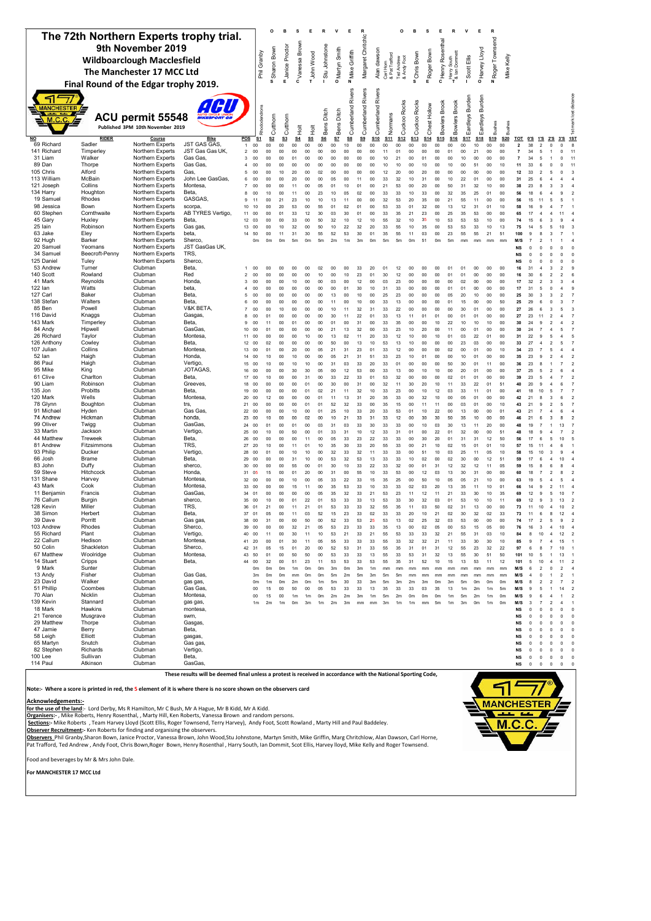# The 72th Northern Experts trophy trial.

## 9th November 2019

## Wildboarclough Macclesfield

## The Manchester 17 MCC Ltd

## Final Round of the Edgar trophy 2019.

**ACU permit 55548**

Published 3PM 10th November 2019

| NO | RIDER | | Course | Bike | POS | S1 | S2 | S3 | S4 | S5 | S6 | S7 | S8 | S9 | S10 | S11 | S12 | S13 | S14 | S15 | S16 | S17 | S18 | S19 | S20 | TOT | 0'S | 1'S | 2'S | 3'S | 1ST |
|---|---|---|---|---|---|---|---|---|---|---|---|---|---|---|---|---|---|---|---|---|---|---|---|---|---|---|---|---|---|---|---|
| | OBSERVERS | | | | | Phil Granby | Sharon Bown | Janice Proctor | Vanessa Brown | John Wood | Stu Johnstone | Martyn Smith | Mike Griffith | Margaret Chritchlow | Alan dawson | Carl Horn & Pat Trafford | Ted Andrew & Andy Foot | Chris Bown | Roger Bown | Henry Rosenthal | Harry South & Ian Dommett | Scott Ellis | Harvey Lloyd | Roger Townsend | Mike Kelly | | | | | | |
| | SECTION | | | | | Rhododendrons | Cutthorn | Cutthorn | Holt | Holt | Bens Ditch | Bens Ditch | Cumberland Rivers | Cumberland Rivers | Cumberland Rivers | Normans | Cuckoo Rocks | Cuckoo Rocks | Chest Hollow | Bowlers Brook | Bowlers Brook | Eardleys Burden | Eardleys Burden | Bushes | Bushes | | | | | | 1st mark lost distance |
| 69 | Richard | Sadler | Northern Experts | JST GAS GAS, | 1 | 00 | 00 | 00 | 00 | 00 | 00 | 00 | 10 | 00 | 00 | 00 | 00 | 00 | 00 | 00 | 00 | 00 | 10 | 00 | 00 | 2 | 38 | 2 | 0 | 0 | 8 |
| 141 | Richard | Timperley | Northern Experts | JST Gas Gas UK, | 2 | 00 | 00 | 00 | 00 | 00 | 00 | 00 | 00 | 00 | 00 | 11 | 01 | 00 | 00 | 00 | 01 | 00 | 21 | 00 | 00 | 7 | 34 | 5 | 1 | 0 | 11 |
| 31 | Liam | Walker | Northern Experts | Gas Gas, | 3 | 00 | 00 | 00 | 01 | 00 | 00 | 00 | 00 | 00 | 00 | 10 | 21 | 00 | 01 | 00 | 00 | 10 | 00 | 00 | 00 | 7 | 34 | 5 | 1 | 0 | 11 |
| 89 | Dan | Thorpe | Northern Experts | Gas Gas, | 4 | 00 | 00 | 00 | 00 | 00 | 00 | 00 | 00 | 00 | 00 | 10 | 10 | 00 | 10 | 00 | 10 | 00 | 51 | 00 | 10 | 11 | 33 | 6 | 0 | 0 | 11 |
| 105 | Chris | Alford | Northern Experts | Gas, | 5 | 00 | 00 | 10 | 20 | 00 | 02 | 00 | 00 | 00 | 00 | 12 | 20 | 00 | 20 | 00 | 00 | 00 | 00 | 00 | 00 | 12 | 33 | 2 | 5 | 0 | 3 |
| 113 | William | McBain | Northern Experts | John Lee GasGas, | 6 | 00 | 00 | 00 | 20 | 00 | 05 | 00 | 11 | 00 | 00 | 33 | 32 | 10 | 31 | 00 | 10 | 22 | 01 | 00 | 00 | 31 | 25 | 6 | 4 | 4 | 4 |
| 121 | Joseph | Collins | Northern Experts | Montesa, | 7 | 00 | 00 | 00 | 11 | 00 | 05 | 01 | 10 | 01 | 00 | 21 | 53 | 00 | 20 | 00 | 50 | 31 | 32 | 10 | 00 | 38 | 23 | 8 | 3 | 3 | 4 |
| 134 | Harry | Houghton | Northern Experts | Beta, | 8 | 00 | 10 | 00 | 11 | 00 | 23 | 10 | 05 | 02 | 00 | 33 | 33 | 10 | 33 | 00 | 32 | 35 | 25 | 01 | 00 | 56 | 18 | 6 | 4 | 9 | 2 |
| 19 | Samuel | Rhodes | Northern Experts | GASGAS, | 9 | 11 | 00 | 21 | 23 | 10 | 10 | 13 | 11 | 00 | 00 | 32 | 53 | 20 | 35 | 00 | 21 | 55 | 11 | 00 | 00 | 56 | 15 | 11 | 5 | 5 | 1 |
| 98 | Jessica | Bown | Northern Experts | scorpa, | 10 | 10 | 00 | 20 | 53 | 00 | 55 | 01 | 02 | 01 | 00 | 53 | 33 | 01 | 32 | 00 | 13 | 12 | 31 | 01 | 10 | 58 | 16 | 9 | 4 | 7 | 1 |
| 60 | Stephen | Cornthwaite | Northern Experts | AB TYRES Vertigo, | 11 | 00 | 00 | 01 | 33 | 12 | 30 | 03 | 30 | 01 | 00 | 33 | 35 | 21 | 23 | 00 | 25 | 35 | 53 | 00 | 00 | 65 | 17 | 4 | 4 | 11 | 4 |
| 45 | Gary | Huxley | Northern Experts | Beta, | 12 | 03 | 00 | 00 | 33 | 00 | 50 | 32 | 10 | 12 | 10 | 55 | 32 | 10 | 35 | 10 | 53 | 53 | 53 | 10 | 00 | 74 | 15 | 6 | 3 | 9 | 4 |
| 25 | Iain | Robinson | Northern Experts | Gas gas, | 13 | 00 | 00 | 10 | 32 | 00 | 50 | 10 | 22 | 32 | 20 | 33 | 55 | 10 | 35 | 00 | 53 | 53 | 33 | 10 | 13 | 75 | 14 | 5 | 5 | 10 | 3 |
| 63 | Jake | Eley | Northern Experts | beta, | 14 | 50 | 00 | 11 | 31 | 30 | 55 | 52 | 53 | 30 | 01 | 35 | 55 | 11 | 03 | 00 | 23 | 55 | 55 | 21 | 51 | 100 | 9 | 8 | 3 | 7 | 1 |
| 92 | Hugh | Barker | Northern Experts | Sherco, | | 0m | 0m | 0m | 5m | 0m | 5m | 2m | 1m | 3m | 0m | 5m | 5m | 0m | 51 | 00 | 5m | mm | mm | mm | mm | M/S | 7 | 2 | 1 | 1 | 4 |
| 20 | Samuel | Yeomans | Northern Experts | JST GasGas UK, | | | | | | | | | | | | | | | | | | | | | | NS | 0 | 0 | 0 | 0 | 0 |
| 34 | Samuel | Beecroft-Penny | Northern Experts | TRS, | | | | | | | | | | | | | | | | | | | | | | NS | 0 | 0 | 0 | 0 | 0 |
| 125 | Daniel | Tuley | Northern Experts | Sherco, | | | | | | | | | | | | | | | | | | | | | | NS | 0 | 0 | 0 | 0 | 0 |
| 53 | Andrew | Turner | Clubman | Beta, | 1 | 00 | 00 | 00 | 00 | 00 | 02 | 00 | 00 | 33 | 20 | 01 | 12 | 00 | 00 | 00 | 01 | 01 | 00 | 00 | 00 | 16 | 31 | 4 | 3 | 2 | 9 |
| 140 | Scott | Rowland | Clubman | Red | 2 | 00 | 00 | 00 | 00 | 00 | 10 | 00 | 10 | 23 | 01 | 30 | 12 | 00 | 00 | 00 | 01 | 01 | 00 | 00 | 00 | 16 | 30 | 6 | 2 | 2 | 6 |
| 41 | Mark | Reynolds | Clubman | Honda, | 3 | 00 | 00 | 00 | 10 | 00 | 00 | 03 | 00 | 12 | 00 | 03 | 23 | 00 | 00 | 00 | 00 | 02 | 00 | 00 | 00 | 17 | 32 | 2 | 3 | 3 | 4 |
| 122 | Ian | Watts | Clubman | beta, | 4 | 00 | 00 | 00 | 00 | 00 | 00 | 00 | 01 | 30 | 10 | 31 | 33 | 00 | 00 | 00 | 01 | 01 | 00 | 00 | 00 | 17 | 31 | 5 | 0 | 4 | 9 |
| 127 | Carl | Baker | Clubman | Beta, | 5 | 00 | 00 | 00 | 00 | 00 | 00 | 13 | 00 | 10 | 00 | 25 | 23 | 00 | 00 | 00 | 05 | 20 | 10 | 00 | 00 | 25 | 30 | 3 | 3 | 2 | 7 |
| 138 | Stefan | Walters | Clubman | Beta, | 6 | 00 | 00 | 00 | 00 | 00 | 00 | 11 | 00 | 10 | 00 | 33 | 13 | 00 | 00 | 00 | 01 | 15 | 00 | 00 | 50 | 25 | 29 | 6 | 0 | 3 | 1 |
| 85 | Ben | Powell | Clubman | V&K BETA, | 7 | 00 | 00 | 10 | 00 | 00 | 00 | 10 | 11 | 32 | 31 | 33 | 22 | 00 | 00 | 00 | 00 | 30 | 01 | 00 | 00 | 27 | 26 | 6 | 3 | 5 | 3 |
| 116 | David | Knaggs | Clubman | Gasgas, | 8 | 00 | 01 | 00 | 00 | 00 | 00 | 30 | 11 | 22 | 01 | 33 | 13 | 11 | 01 | 01 | 00 | 01 | 01 | 00 | 00 | 27 | 23 | 11 | 2 | 4 | 7 |
| 143 | Mark | Timperley | Clubman | Beta, | 9 | 00 | 11 | 00 | 01 | 00 | 00 | 01 | 00 | 31 | 00 | 33 | 35 | 00 | 00 | 10 | 22 | 10 | 10 | 10 | 00 | 30 | 24 | 9 | 2 | 4 | 2 |
| 84 | Andy | Hipwell | Clubman | GasGas, | 10 | 00 | 01 | 00 | 00 | 00 | 00 | 21 | 13 | 32 | 00 | 33 | 23 | 10 | 20 | 00 | 11 | 00 | 01 | 00 | 00 | 30 | 24 | 7 | 4 | 5 | 7 |
| 26 | Richard | Taylor | Clubman | Montesa, | 11 | 00 | 00 | 00 | 00 | 10 | 00 | 13 | 02 | 11 | 20 | 33 | 12 | 00 | 00 | 10 | 01 | 03 | 22 | 01 | 00 | 31 | 22 | 9 | 5 | 4 | 5 |
| 126 | Anthony | Cowley | Clubman | Beta, | 12 | 00 | 02 | 00 | 00 | 00 | 00 | 50 | 00 | 13 | 10 | 53 | 13 | 10 | 00 | 00 | 00 | 23 | 03 | 00 | 00 | 33 | 27 | 4 | 2 | 5 | 7 |
| 107 | Julian | Collins | Clubman | Montesa, | 13 | 00 | 01 | 00 | 20 | 00 | 05 | 21 | 31 | 23 | 01 | 33 | 12 | 00 | 00 | 00 | 02 | 00 | 01 | 00 | 10 | 34 | 23 | 7 | 5 | 4 | 4 |
| 52 | Ian | Haigh | Clubman | Honda, | 14 | 00 | 10 | 00 | 10 | 00 | 00 | 05 | 21 | 31 | 51 | 33 | 23 | 10 | 01 | 00 | 00 | 10 | 01 | 00 | 00 | 35 | 23 | 9 | 2 | 4 | 2 |
| 86 | Paul | Haigh | Clubman | Vertigo, | 15 | 00 | 10 | 00 | 10 | 10 | 00 | 31 | 03 | 33 | 20 | 31 | 03 | 00 | 00 | 00 | 50 | 30 | 01 | 00 | 00 | 36 | 23 | 8 | 1 | 7 | 2 |
| 95 | Mike | King | Clubman | JOTAGAS, | 16 | 00 | 00 | 00 | 30 | 30 | 05 | 00 | 12 | 53 | 00 | 33 | 13 | 00 | 10 | 10 | 00 | 20 | 01 | 00 | 00 | 37 | 25 | 5 | 2 | 6 | 4 |
| 61 | Clive | Charlton | Clubman | Beta, | 17 | 00 | 10 | 00 | 00 | 31 | 00 | 33 | 22 | 33 | 01 | 53 | 32 | 00 | 00 | 00 | 02 | 01 | 01 | 00 | 00 | 39 | 23 | 5 | 4 | 7 | 2 |
| 90 | Liam | Robinson | Clubman | Greeves, | 18 | 00 | 00 | 00 | 00 | 01 | 00 | 30 | 00 | 31 | 00 | 32 | 11 | 30 | 20 | 10 | 11 | 33 | 22 | 01 | 51 | 40 | 20 | 9 | 4 | 6 | 7 |
| 135 | Jon | Probitts | Clubman | Beta, | 19 | 00 | 00 | 00 | 00 | 01 | 02 | 21 | 11 | 32 | 10 | 33 | 23 | 00 | 10 | 12 | 03 | 33 | 11 | 01 | 00 | 41 | 18 | 10 | 5 | 7 | 7 |
| 120 | Mark | Wells | Clubman | Montesa, | 20 | 00 | 12 | 00 | 00 | 00 | 01 | 11 | 13 | 31 | 20 | 35 | 33 | 00 | 32 | 10 | 00 | 05 | 01 | 00 | 00 | 42 | 21 | 8 | 3 | 6 | 2 |
| 78 | Glynn | Boughton | Clubman | trs, | 21 | 00 | 00 | 00 | 00 | 01 | 01 | 52 | 32 | 33 | 00 | 35 | 15 | 00 | 11 | 11 | 00 | 03 | 01 | 00 | 10 | 43 | 21 | 9 | 2 | 5 | 7 |
| 91 | Michael | Hyden | Clubman | Gas Gas, | 22 | 00 | 00 | 00 | 10 | 00 | 01 | 25 | 10 | 33 | 20 | 33 | 53 | 01 | 10 | 22 | 00 | 13 | 00 | 00 | 01 | 43 | 21 | 7 | 4 | 6 | 4 |
| 74 | Andrew | Hickman | Clubman | honda, | 23 | 00 | 10 | 00 | 00 | 02 | 00 | 10 | 21 | 33 | 31 | 33 | 12 | 00 | 30 | 30 | 50 | 35 | 10 | 00 | 00 | 46 | 21 | 6 | 3 | 8 | 2 |
| 99 | Oliver | Twigg | Clubman | GasGas, | 24 | 00 | 01 | 00 | 01 | 00 | 03 | 31 | 03 | 33 | 30 | 33 | 33 | 00 | 00 | 10 | 03 | 30 | 13 | 11 | 20 | 48 | 19 | 7 | 1 | 13 | 7 |
| 33 | Martin | Jackson | Clubman | Vertigo, | 25 | 00 | 10 | 00 | 50 | 00 | 01 | 33 | 10 | 12 | 33 | 31 | 31 | 01 | 00 | 22 | 01 | 32 | 00 | 00 | 51 | 48 | 18 | 9 | 4 | 7 | 2 |
| 44 | Matthew | Treweek | Clubman | Beta, | 26 | 00 | 00 | 00 | 00 | 11 | 00 | 05 | 33 | 23 | 22 | 33 | 33 | 00 | 30 | 20 | 01 | 31 | 31 | 12 | 50 | 56 | 17 | 6 | 5 | 10 | 5 |
| 81 | Andrew | Fitzsimmons | Clubman | TRS, | 27 | 20 | 00 | 10 | 00 | 11 | 01 | 10 | 35 | 30 | 20 | 55 | 33 | 33 | 21 | 10 | 02 | 15 | 01 | 01 | 10 | 57 | 15 | 11 | 4 | 6 | 1 |
| 93 | Philip | Ducker | Clubman | Vertigo, | 28 | 00 | 01 | 00 | 10 | 10 | 00 | 32 | 33 | 32 | 11 | 33 | 33 | 00 | 51 | 10 | 03 | 25 | 11 | 05 | 10 | 58 | 15 | 10 | 3 | 9 | 4 |
| 66 | Josh | Brame | Clubman | Beta, | 29 | 00 | 00 | 00 | 31 | 00 | 00 | 53 | 32 | 53 | 13 | 33 | 33 | 00 | 10 | 00 | 02 | 30 | 00 | 12 | 51 | 59 | 17 | 6 | 4 | 10 | 4 |
| 83 | John | Duffy | Clubman | sherco, | 30 | 00 | 00 | 00 | 55 | 00 | 01 | 30 | 10 | 33 | 22 | 33 | 53 | 00 | 01 | 31 | 12 | 32 | 12 | 11 | 15 | 59 | 15 | 8 | 6 | 8 | 4 |
| 59 | Steve | Hitchcock | Clubman | Honda, | 31 | 05 | 15 | 00 | 01 | 20 | 00 | 10 | 55 | 10 | 33 | 33 | 53 | 00 | 10 | 12 | 03 | 13 | 30 | 00 | 00 | 60 | 17 | 7 | 2 | 8 | 2 |
| 131 | Shane | Harvey | Clubman | Montesa, | 32 | 00 | 00 | 00 | 10 | 00 | 05 | 33 | 22 | 33 | 15 | 35 | 25 | 00 | 50 | 10 | 05 | 05 | 21 | 10 | 00 | 63 | 19 | 5 | 4 | 5 | 4 |
| 43 | Mark | Cook | Clubman | Montesa, | 33 | 00 | 00 | 00 | 15 | 11 | 00 | 35 | 53 | 10 | 33 | 33 | 33 | 02 | 03 | 20 | 13 | 35 | 11 | 10 | 01 | 64 | 14 | 9 | 2 | 11 | 4 |
| 11 | Benjamin | Francis | Clubman | GasGas, | 34 | 01 | 00 | 00 | 00 | 00 | 05 | 35 | 32 | 03 | 33 | 21 | 53 | 11 | 12 | 11 | 21 | 33 | 30 | 10 | 35 | 69 | 12 | 9 | 5 | 10 | 7 |
| 76 | Callum | Burgin | Clubman | sherco, | 35 | 00 | 10 | 00 | 01 | 22 | 01 | 53 | 33 | 33 | 13 | 53 | 33 | 30 | 32 | 03 | 01 | 53 | 10 | 10 | 11 | 69 | 12 | 9 | 3 | 13 | 2 |
| 128 | Kevin | Miller | Clubman | TRS, | 36 | 01 | 21 | 00 | 11 | 21 | 01 | 53 | 33 | 33 | 32 | 55 | 35 | 11 | 03 | 50 | 02 | 31 | 13 | 00 | 00 | 73 | 11 | 10 | 4 | 10 | 2 |
| 38 | Simon | Herbert | Clubman | Beta, | 37 | 01 | 05 | 00 | 11 | 03 | 52 | 15 | 23 | 33 | 02 | 33 | 33 | 20 | 10 | 21 | 02 | 30 | 32 | 02 | 33 | 73 | 11 | 6 | 8 | 12 | 4 |
| 39 | Dave | Porritt | Clubman | Gas gas, | 38 | 00 | 31 | 00 | 00 | 50 | 00 | 52 | 33 | 53 | 25 | 33 | 13 | 02 | 25 | 23 | 03 | 53 | 00 | 00 | 00 | 74 | 17 | 2 | 5 | 9 | 2 |
| 103 | Andrew | Rhodes | Clubman | Sherco, | 39 | 00 | 00 | 00 | 32 | 21 | 05 | 53 | 23 | 33 | 33 | 35 | 13 | 00 | 02 | 05 | 15 | 05 | 00 | 00 | 00 | 76 | 16 | 3 | 4 | 10 | 4 |
| 55 | Richard | Plant | Clubman | Vertigo, | 40 | 00 | 11 | 00 | 30 | 11 | 10 | 53 | 21 | 33 | 21 | 55 | 53 | 33 | 32 | 21 | 11 | 55 | 31 | 03 | 30 | 84 | 8 | 10 | 4 | 12 | 2 |
| 22 | Callum | Hedison | Clubman | Montesa, | 41 | 20 | 00 | 01 | 30 | 11 | 05 | 55 | 33 | 33 | 33 | 55 | 33 | 32 | 21 | 11 | 33 | 30 | 30 | 10 | 00 | 85 | 9 | 7 | 4 | 15 | 1 |
| 50 | Colin | Shackleton | Clubman | Sherco, | 42 | 31 | 05 | 15 | 01 | 20 | 00 | 52 | 53 | 31 | 33 | 55 | 35 | 31 | 01 | 31 | 12 | 55 | 23 | 32 | 22 | 97 | 6 | 8 | 7 | 10 | 1 |
| 67 | Matthew | Woolridge | Clubman | Montesa, | 43 | 50 | 01 | 00 | 50 | 50 | 53 | 33 | 53 | 13 | 55 | 33 | 53 | 31 | 32 | 13 | 55 | 30 | 51 | 50 | 00 | 101 | 10 | 5 | 1 | 13 | 1 |
| 14 | Stuart | Cripps | Clubman | Beta, | 44 | 00 | 32 | 00 | 51 | 23 | 11 | 53 | 53 | 53 | 33 | 55 | 35 | 31 | 52 | 10 | 15 | 13 | 53 | 11 | 12 | 101 | 5 | 10 | 4 | 11 | 2 |
| 9 | Mark | Sunter | Clubman | | | 0m | 0m | 0m | 1m | 0m | 0m | 3m | 0m | 3m | 1m | mm | mm | mm | mm | mm | mm | mm | mm | mm | mm | M/S | 6 | 2 | 0 | 2 | 0 |
| 13 | Andy | Fisher | Clubman | Gas Gas, | | 3m | 0m | 0m | mm | 0m | 0m | 5m | 2m | 5m | 3m | 5m | 5m | mm | mm | mm | mm | mm | mm | mm | mm | M/S | 4 | 0 | 1 | 2 | 1 |
| 23 | David | Walker | Clubman | gas gas, | | 0m | 1m | 0m | 2m | 0m | 1m | 5m | 3m | 3m | 3m | 5m | 3m | 2m | 3m | 0m | 3m | 5m | 0m | 0m | 0m | M/S | 8 | 2 | 2 | 7 | 2 |
| 51 | Phillip | Coombes | Clubman | Gas Gas, | | 00 | 15 | 00 | 50 | 00 | 05 | 53 | 33 | 13 | 35 | 33 | 03 | 00 | 35 | 13 | 1m | 2m | 1m | 5m | | M/S | 9 | 5 | 1 | 14 | 2 |
| 70 | Alan | Nicklin | Clubman | Montesa, | | 00 | 15 | 00 | 1m | 1m | 0m | 2m | 2m | 3m | 1m | 5m | 2m | 0m | 0m | 0m | 1m | 5m | 2m | 1m | 0m | M/S | 9 | 6 | 4 | 1 | 2 |
| 139 | Kevin | Stannard | Clubman | gas gas, | | 1m | 2m | 1m | 0m | 3m | 1m | 2m | 3m | mm | mm | 3m | 1m | 1m | mm | 5m | 1m | 3m | 0m | 1m | 0m | M/S | 3 | 7 | 2 | 4 | 1 |
| 18 | Mark | Hawkins | Clubman | montesa, | | | | | | | | | | | | | | | | | | | | | | NS | 0 | 0 | 0 | 0 | 0 |
| 21 | Terence | Musgrave | Clubman | swm, | | | | | | | | | | | | | | | | | | | | | | NS | 0 | 0 | 0 | 0 | 0 |
| 29 | Matthew | Thorpe | Clubman | Gasgas, | | | | | | | | | | | | | | | | | | | | | | NS | 0 | 0 | 0 | 0 | 0 |
| 47 | Jamie | Berry | Clubman | Beta, | | | | | | | | | | | | | | | | | | | | | | NS | 0 | 0 | 0 | 0 | 0 |
| 58 | Leigh | Elliott | Clubman | gasgas, | | | | | | | | | | | | | | | | | | | | | | NS | 0 | 0 | 0 | 0 | 0 |
| 65 | Martyn | Snutch | Clubman | Gas gas, | | | | | | | | | | | | | | | | | | | | | | NS | 0 | 0 | 0 | 0 | 0 |
| 82 | Stephen | Richards | Clubman | Vertigo, | | | | | | | | | | | | | | | | | | | | | | NS | 0 | 0 | 0 | 0 | 0 |
| 100 | Lee | Sullivan | Clubman | Beta, | | | | | | | | | | | | | | | | | | | | | | NS | 0 | 0 | 0 | 0 | 0 |
| 114 | Paul | Atkinson | Clubman | GasGas, | | | | | | | | | | | | | | | | | | | | | | NS | 0 | 0 | 0 | 0 | 0 |

**These results will be deemed final unless a protest is received in accordance with the National Sporting Code,**

**Note:- Where a score is printed in red, the 5 element of it is where there is no score shown on the observers card**

**Acknowledgements:-**

**for the use of the land**:- Lord Derby, Ms R Hamilton, Mr C Bush, Mr A Hague, Mr B Kidd, Mr A Kidd.

**Organisers**:- , Mike Roberts, Henry Rosenthal, , Marty Hill, Ken Roberts, Vanessa Brown and random persons.

**Sections**:- Mike Roberts , Team Harvey Lloyd (Scott Ellis, Roger Townsend, Terry Harvey), Andy Foot, Scott Rowland , Marty Hill and Paul Baddeley.

**Observer Recruitment**:- Ken Roberts for finding and organising the observers.

**Observers** Phil Granby,Sharon Bown, Janice Proctor, Vanessa Brown, John Wood,Stu Johnstone, Martyn Smith, Mike Griffith, Marg Chritchlow, Alan Dawson, Carl Horne, Pat Trafford, Ted Andrew , Andy Foot, Chris Bown,Roger Bown, Henry Rosenthal , Harry South, Ian Dommit, Scot Ellis, Harvey lloyd, Mike Kelly and Roger Townsend.

Food and beverages by Mr & Mrs John Dale.

**For MANCHESTER 17 MCC Ltd**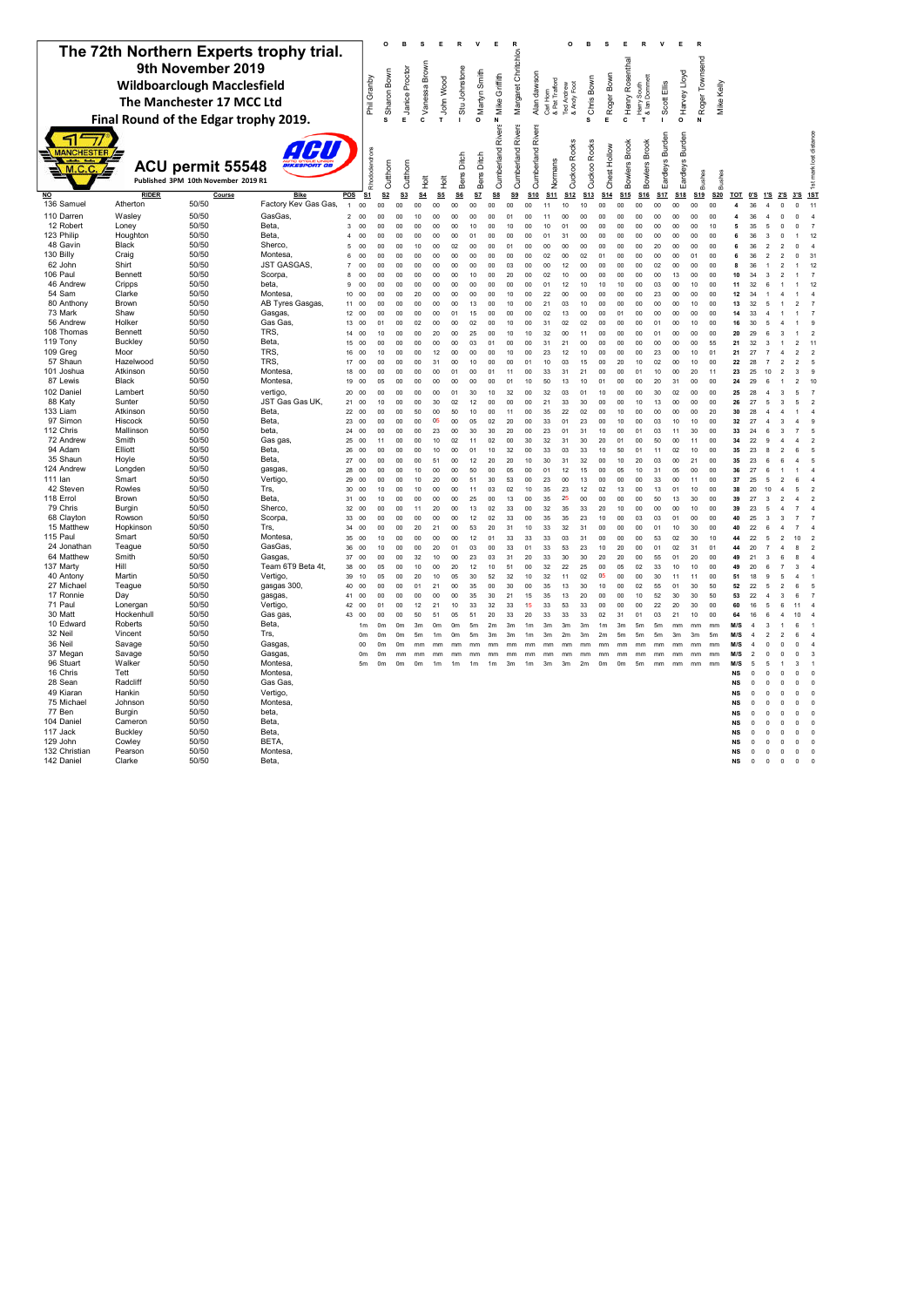# The 72th Northern Experts trophy trial.

## 9th November 2019

## Wildboarclough Macclesfield

## The Manchester 17 MCC Ltd

## Final Round of the Edgar trophy 2019.

**ACU permit 55548**

Published 3PM 10th November 2019 R1

| NO | RIDER | | Course | Bike | POS | S1 | S2 | S3 | S4 | S5 | S6 | S7 | S8 | S9 | S10 | S11 | S12 | S13 | S14 | S15 | S16 | S17 | S18 | S19 | S20 | TOT | 0'S | 1'S | 2'S | 3'S | 1ST |
|---|---|---|---|---|---|---|---|---|---|---|---|---|---|---|---|---|---|---|---|---|---|---|---|---|---|---|---|---|---|---|---|
| | Observers | | | | | Phil Granby | Sharon Bown | Janice Proctor | Vanessa Brown | John Wood | Stu Johnstone | Martyn Smith | Mike Griffith | Margaret Chritchlow | Alan dawson | Carl Horn & Pat Trafford | Ted Andrew & Andy Foot | Chris Bown | Roger Bown | Henry Rosenthal | Harry South & Ian Dommett | Scott Ellis | Harvey Lloyd | Roger Townsend | Mike Kelly | | | | | | |
| | Sections | | | | | Rhododendrons | Cutthorn | Cutthorn | Holt | Holt | Bens Ditch | Bens Ditch | Cumberland Rivers | Cumberland Rivers | Cumberland Rivers | Normans | Cuckoo Rocks | Cuckoo Rocks | Chest Hollow | Bowlers Brook | Bowlers Brook | Eardleys Burden | Eardleys Burden | Bushes | Bushes | | | | | | 1st mark lost distance |
| 136 Samuel | Atherton | | 50/50 | Factory Kev Gas Gas, | 1 | 00 | 00 | 00 | 00 | 00 | 00 | 00 | 00 | 00 | 00 | 11 | 10 | 10 | 00 | 00 | 00 | 00 | 00 | 00 | 00 | 4 | 36 | 4 | 0 | 0 | 11 |
| 110 Darren | Wasley | | 50/50 | GasGas, | 2 | 00 | 00 | 00 | 10 | 00 | 00 | 00 | 00 | 01 | 00 | 11 | 00 | 00 | 00 | 00 | 00 | 00 | 00 | 00 | 00 | 4 | 36 | 4 | 0 | 0 | 4 |
| 12 Robert | Loney | | 50/50 | Beta, | 3 | 00 | 00 | 00 | 00 | 00 | 00 | 10 | 00 | 10 | 00 | 10 | 01 | 00 | 00 | 00 | 00 | 00 | 00 | 00 | 10 | 5 | 35 | 5 | 0 | 0 | 7 |
| 123 Philip | Houghton | | 50/50 | Beta, | 4 | 00 | 00 | 00 | 00 | 00 | 00 | 01 | 00 | 00 | 00 | 01 | 31 | 00 | 00 | 00 | 00 | 00 | 00 | 00 | 00 | 6 | 36 | 3 | 0 | 1 | 12 |
| 48 Gavin | Black | | 50/50 | Sherco, | 5 | 00 | 00 | 00 | 10 | 00 | 02 | 00 | 00 | 01 | 00 | 00 | 00 | 00 | 00 | 00 | 00 | 20 | 00 | 00 | 00 | 6 | 36 | 2 | 2 | 0 | 4 |
| 130 Billy | Craig | | 50/50 | Montesa, | 6 | 00 | 00 | 00 | 00 | 00 | 00 | 00 | 00 | 00 | 00 | 02 | 00 | 02 | 01 | 00 | 00 | 00 | 00 | 01 | 00 | 6 | 36 | 2 | 2 | 0 | 31 |
| 62 John | Shirt | | 50/50 | JST GASGAS, | 7 | 00 | 00 | 00 | 00 | 00 | 00 | 00 | 00 | 00 | 03 | 00 | 12 | 00 | 00 | 00 | 00 | 02 | 00 | 00 | 00 | 8 | 36 | 1 | 2 | 1 | 12 |
| 106 Paul | Bennett | | 50/50 | Scorpa, | 8 | 00 | 00 | 00 | 00 | 00 | 00 | 10 | 00 | 20 | 00 | 02 | 10 | 00 | 00 | 00 | 00 | 13 | 00 | 00 | 00 | 10 | 34 | 3 | 2 | 1 | 7 |
| 46 Andrew | Cripps | | 50/50 | beta, | 9 | 00 | 00 | 00 | 00 | 00 | 00 | 00 | 00 | 00 | 00 | 01 | 12 | 10 | 10 | 10 | 00 | 03 | 00 | 10 | 00 | 11 | 32 | 6 | 1 | 1 | 12 |
| 54 Sam | Clarke | | 50/50 | Montesa, | 10 | 00 | 00 | 00 | 20 | 00 | 00 | 00 | 00 | 10 | 00 | 22 | 00 | 00 | 00 | 00 | 00 | 23 | 00 | 00 | 00 | 12 | 34 | 1 | 4 | 1 | 4 |
| 80 Anthony | Brown | | 50/50 | AB Tyres Gasgas, | 11 | 00 | 00 | 00 | 00 | 00 | 00 | 13 | 00 | 10 | 00 | 21 | 03 | 10 | 00 | 00 | 00 | 00 | 00 | 10 | 00 | 13 | 32 | 5 | 1 | 2 | 7 |
| 73 Mark | Shaw | | 50/50 | Gasgas, | 12 | 00 | 00 | 00 | 00 | 00 | 01 | 15 | 00 | 00 | 00 | 02 | 13 | 00 | 00 | 01 | 00 | 00 | 00 | 00 | 00 | 14 | 33 | 4 | 1 | 1 | 7 |
| 56 Andrew | Holker | | 50/50 | Gas Gas, | 13 | 00 | 01 | 00 | 02 | 00 | 00 | 02 | 00 | 10 | 00 | 31 | 02 | 02 | 00 | 00 | 00 | 01 | 00 | 10 | 00 | 16 | 30 | 5 | 4 | 1 | 9 |
| 108 Thomas | Bennett | | 50/50 | TRS, | 14 | 00 | 10 | 00 | 00 | 20 | 00 | 25 | 00 | 10 | 10 | 32 | 00 | 11 | 00 | 00 | 00 | 01 | 00 | 00 | 00 | 20 | 29 | 6 | 3 | 1 | 2 |
| 119 Tony | Buckley | | 50/50 | Beta, | 15 | 00 | 00 | 00 | 00 | 00 | 00 | 00 | 03 | 01 | 00 | 31 | 21 | 00 | 00 | 00 | 00 | 00 | 00 | 00 | 55 | 21 | 32 | 3 | 1 | 2 | 11 |
| 109 Greg | Moor | | 50/50 | TRS, | 16 | 00 | 10 | 00 | 00 | 12 | 00 | 00 | 00 | 10 | 00 | 23 | 12 | 10 | 00 | 00 | 00 | 23 | 00 | 10 | 01 | 21 | 27 | 7 | 4 | 2 | 2 |
| 57 Shaun | Hazelwood | | 50/50 | TRS, | 17 | 00 | 00 | 00 | 00 | 31 | 00 | 10 | 00 | 00 | 01 | 10 | 03 | 15 | 00 | 20 | 10 | 02 | 00 | 10 | 00 | 22 | 28 | 7 | 2 | 2 | 5 |
| 101 Joshua | Atkinson | | 50/50 | Montesa, | 18 | 00 | 00 | 00 | 00 | 00 | 01 | 00 | 01 | 11 | 00 | 33 | 31 | 21 | 00 | 00 | 01 | 10 | 00 | 20 | 11 | 22 | 25 | 10 | 2 | 3 | 9 |
| 87 Lewis | Black | | 50/50 | Montesa, | 19 | 00 | 05 | 00 | 00 | 00 | 00 | 00 | 00 | 01 | 10 | 50 | 13 | 10 | 01 | 00 | 00 | 20 | 31 | 00 | 00 | 24 | 29 | 6 | 1 | 2 | 10 |
| 102 Daniel | Lambert | | 50/50 | vertigo, | 20 | 00 | 00 | 00 | 00 | 00 | 01 | 30 | 10 | 32 | 00 | 32 | 03 | 01 | 10 | 00 | 00 | 30 | 02 | 00 | 00 | 25 | 28 | 4 | 3 | 5 | 7 |
| 88 Kody | Sunter | | 50/50 | JST Gas Gas UK, | 21 | 00 | 10 | 00 | 00 | 30 | 02 | 12 | 00 | 00 | 00 | 21 | 33 | 30 | 00 | 00 | 10 | 13 | 00 | 00 | 00 | 26 | 27 | 5 | 3 | 5 | 2 |
| 133 Liam | Atkinson | | 50/50 | Beta, | 22 | 00 | 00 | 00 | 50 | 50 | 10 | 00 | 11 | 00 | 00 | 35 | 22 | 02 | 00 | 10 | 00 | 00 | 00 | 00 | 20 | 30 | 28 | 4 | 4 | 1 | 4 |
| 97 Simon | Hiscock | | 50/50 | Beta, | 23 | 00 | 00 | 00 | 00 | 05 | 00 | 05 | 02 | 20 | 00 | 33 | 01 | 23 | 00 | 10 | 00 | 03 | 10 | 10 | 00 | 32 | 27 | 4 | 3 | 4 | 9 |
| 112 Chris | Mallinson | | 50/50 | beta, | 24 | 00 | 00 | 00 | 00 | 23 | 00 | 30 | 30 | 20 | 00 | 23 | 01 | 31 | 10 | 00 | 01 | 03 | 11 | 30 | 00 | 33 | 24 | 6 | 3 | 7 | 5 |
| 72 Andrew | Smith | | 50/50 | Gas gas, | 25 | 00 | 11 | 00 | 00 | 10 | 02 | 11 | 02 | 00 | 30 | 32 | 31 | 30 | 20 | 01 | 00 | 50 | 00 | 11 | 00 | 34 | 22 | 9 | 4 | 4 | 2 |
| 94 Adam | Elliott | | 50/50 | Beta, | 26 | 00 | 00 | 00 | 00 | 10 | 00 | 01 | 10 | 32 | 00 | 33 | 03 | 33 | 10 | 50 | 01 | 11 | 02 | 10 | 00 | 35 | 23 | 8 | 2 | 6 | 5 |
| 35 Shaun | Hoyle | | 50/50 | Beta, | 27 | 00 | 00 | 00 | 00 | 51 | 00 | 12 | 20 | 20 | 10 | 30 | 31 | 32 | 00 | 10 | 20 | 03 | 00 | 21 | 00 | 35 | 23 | 6 | 6 | 4 | 5 |
| 124 Andrew | Longden | | 50/50 | gasgas, | 28 | 00 | 00 | 00 | 10 | 00 | 00 | 50 | 00 | 05 | 00 | 01 | 12 | 15 | 00 | 05 | 10 | 31 | 05 | 00 | 00 | 36 | 27 | 6 | 1 | 1 | 4 |
| 111 Ian | Smart | | 50/50 | Vertigo, | 29 | 00 | 00 | 00 | 10 | 20 | 00 | 51 | 30 | 53 | 00 | 23 | 00 | 13 | 00 | 00 | 00 | 33 | 00 | 11 | 00 | 37 | 25 | 5 | 2 | 6 | 4 |
| 42 Steven | Rowles | | 50/50 | Trs, | 30 | 00 | 10 | 00 | 10 | 00 | 00 | 11 | 03 | 02 | 10 | 35 | 23 | 12 | 02 | 13 | 00 | 13 | 01 | 00 | 00 | 38 | 20 | 10 | 4 | 5 | 2 |
| 118 Errol | Brown | | 50/50 | Beta, | 31 | 00 | 01 | 00 | 00 | 00 | 00 | 25 | 00 | 13 | 00 | 35 | 25 | 00 | 00 | 00 | 00 | 50 | 13 | 30 | 00 | 39 | 27 | 3 | 2 | 4 | 7 |
| 79 Chris | Burgin | | 50/50 | Sherco, | 32 | 00 | 00 | 00 | 11 | 20 | 00 | 13 | 02 | 33 | 00 | 32 | 35 | 33 | 20 | 10 | 00 | 00 | 10 | 00 | 00 | 39 | 23 | 5 | 4 | 7 | 4 |
| 68 Clayton | Rowson | | 50/50 | Scorpa, | 33 | 00 | 00 | 00 | 00 | 00 | 00 | 12 | 02 | 33 | 00 | 35 | 35 | 23 | 10 | 00 | 03 | 03 | 01 | 00 | 00 | 40 | 25 | 3 | 3 | 7 | 7 |
| 15 Matthew | Hopkinson | | 50/50 | Trs, | 34 | 00 | 00 | 00 | 20 | 21 | 00 | 53 | 20 | 31 | 10 | 33 | 32 | 31 | 00 | 00 | 00 | 01 | 10 | 30 | 00 | 40 | 22 | 6 | 4 | 7 | 4 |
| 115 Paul | Smart | | 50/50 | Montesa, | 35 | 00 | 10 | 00 | 00 | 00 | 00 | 12 | 01 | 33 | 33 | 33 | 03 | 31 | 00 | 00 | 53 | 02 | 31 | 30 | 10 | 44 | 22 | 5 | 2 | 10 | 2 |
| 24 Jonathan | Teague | | 50/50 | GasGas, | 36 | 00 | 10 | 00 | 00 | 20 | 01 | 03 | 00 | 33 | 01 | 33 | 53 | 23 | 10 | 20 | 00 | 01 | 02 | 31 | 01 | 44 | 20 | 7 | 4 | 8 | 2 |
| 64 Matthew | Smith | | 50/50 | Gasgas, | 37 | 00 | 00 | 00 | 32 | 10 | 00 | 23 | 03 | 31 | 20 | 33 | 30 | 30 | 20 | 20 | 00 | 55 | 01 | 20 | 00 | 49 | 21 | 3 | 6 | 8 | 4 |
| 137 Marty | Hill | | 50/50 | Team 6T9 Beta 4t, | 38 | 00 | 05 | 00 | 10 | 00 | 20 | 12 | 10 | 51 | 00 | 32 | 22 | 25 | 00 | 05 | 02 | 33 | 10 | 10 | 00 | 49 | 20 | 6 | 7 | 3 | 4 |
| 40 Antony | Martin | | 50/50 | Vertigo, | 39 | 10 | 00 | 20 | 10 | 05 | 30 | 52 | 32 | 10 | 32 | 11 | 02 | 05 | 00 | 00 | 30 | 11 | 11 | 00 | 00 | 51 | 18 | 9 | 5 | 4 | 1 |
| 27 Michael | Teague | | 50/50 | gasgas 300, | 40 | 00 | 00 | 00 | 01 | 21 | 00 | 35 | 00 | 30 | 00 | 35 | 13 | 30 | 10 | 00 | 02 | 55 | 01 | 30 | 50 | 52 | 22 | 5 | 2 | 6 | 5 |
| 17 Ronnie | Day | | 50/50 | gasgas, | 41 | 00 | 00 | 00 | 00 | 00 | 00 | 35 | 30 | 21 | 15 | 35 | 13 | 20 | 00 | 00 | 10 | 52 | 30 | 30 | 50 | 53 | 22 | 4 | 3 | 6 | 7 |
| 71 Paul | Lonergan | | 50/50 | Vertigo, | 42 | 00 | 01 | 00 | 12 | 21 | 10 | 33 | 32 | 00 | 15 | 33 | 53 | 33 | 33 | 00 | 00 | 22 | 20 | 30 | 00 | 60 | 16 | 5 | 6 | 11 | 4 |
| 30 Matt | Hockenhull | | 50/50 | Gas gas, | 43 | 00 | 00 | 00 | 50 | 51 | 05 | 51 | 20 | 33 | 20 | 33 | 33 | 33 | 02 | 31 | 01 | 03 | 21 | 10 | 00 | 64 | 16 | 6 | 4 | 10 | 4 |
| 10 Edward | Roberts | | 50/50 | Beta, | | 1m | 0m | 0m | 3m | 0m | 0m | 5m | 2m | 3m | 1m | 3m | 3m | 3m | 1m | 3m | 5m | 5m | mm | mm | mm | M/S | 4 | 3 | 1 | 6 | 1 |
| 32 Neil | Vincent | | 50/50 | Trs, | | 0m | 0m | 0m | 5m | 1m | 0m | 5m | 3m | 3m | 1m | 3m | 2m | 3m | 2m | 5m | 5m | 5m | 3m | 3m | 5m | M/S | 4 | 2 | 2 | 6 | 4 |
| 36 Neil | Savage | | 50/50 | Gasgas, | | 00 | 0m | 0m | mm | mm | mm | mm | mm | mm | mm | mm | mm | mm | mm | mm | mm | mm | mm | mm | mm | M/S | 4 | 0 | 0 | 0 | 4 |
| 37 Megan | Savage | | 50/50 | Gasgas, | | 0m | 0m | mm | mm | mm | mm | mm | mm | mm | mm | mm | mm | mm | mm | mm | mm | mm | mm | mm | mm | M/S | 2 | 0 | 0 | 0 | 3 |
| 96 Stuart | Walker | | 50/50 | Montesa, | | 5m | 0m | 0m | 0m | 1m | 1m | 1m | 1m | 3m | 1m | 3m | 3m | 2m | 0m | 0m | 5m | mm | mm | mm | mm | M/S | 5 | 5 | 1 | 3 | 1 |
| 16 Chris | Tett | | 50/50 | Montesa, | | | | | | | | | | | | | | | | | | | | | | NS | 0 | 0 | 0 | 0 | 0 |
| 28 Sean | Radcliff | | 50/50 | Gas Gas, | | | | | | | | | | | | | | | | | | | | | | NS | 0 | 0 | 0 | 0 | 0 |
| 49 Kiaran | Hankin | | 50/50 | Vertigo, | | | | | | | | | | | | | | | | | | | | | | NS | 0 | 0 | 0 | 0 | 0 |
| 75 Michael | Johnson | | 50/50 | Montesa, | | | | | | | | | | | | | | | | | | | | | | NS | 0 | 0 | 0 | 0 | 0 |
| 77 Ben | Burgin | | 50/50 | beta, | | | | | | | | | | | | | | | | | | | | | | NS | 0 | 0 | 0 | 0 | 0 |
| 104 Daniel | Cameron | | 50/50 | Beta, | | | | | | | | | | | | | | | | | | | | | | NS | 0 | 0 | 0 | 0 | 0 |
| 117 Jack | Buckley | | 50/50 | Beta, | | | | | | | | | | | | | | | | | | | | | | NS | 0 | 0 | 0 | 0 | 0 |
| 129 John | Cowley | | 50/50 | BETA, | | | | | | | | | | | | | | | | | | | | | | NS | 0 | 0 | 0 | 0 | 0 |
| 132 Christian | Pearson | | 50/50 | Montesa, | | | | | | | | | | | | | | | | | | | | | | NS | 0 | 0 | 0 | 0 | 0 |
| 142 Daniel | Clarke | | 50/50 | Beta, | | | | | | | | | | | | | | | | | | | | | | NS | 0 | 0 | 0 | 0 | 0 |